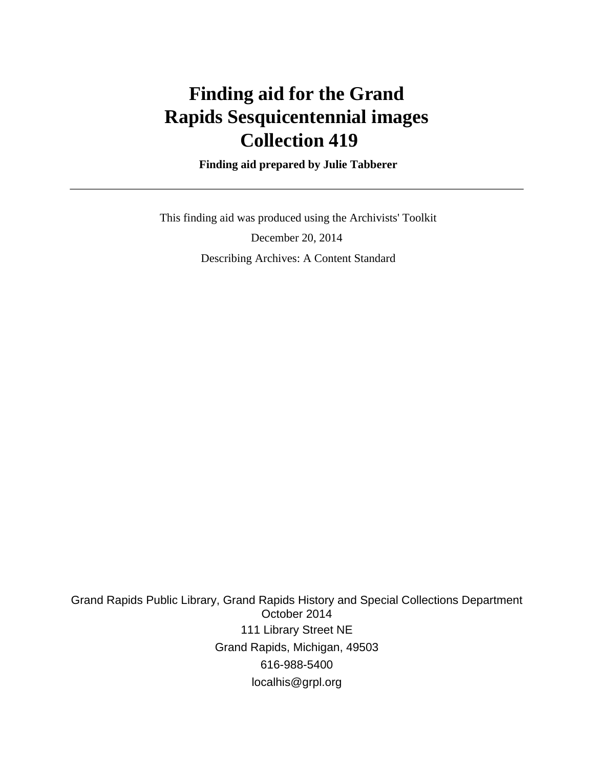# Finding aid for the Grand Rapids Sesquicentennial images Collection 419

**Finding aid prepared by Julie Tabberer**

---

This finding aid was produced using the Archivists' Toolkit

December 20, 2014

Describing Archives: A Content Standard

Grand Rapids Public Library, Grand Rapids History and Special Collections Department
October 2014
111 Library Street NE
Grand Rapids, Michigan, 49503
616-988-5400
localhis@grpl.org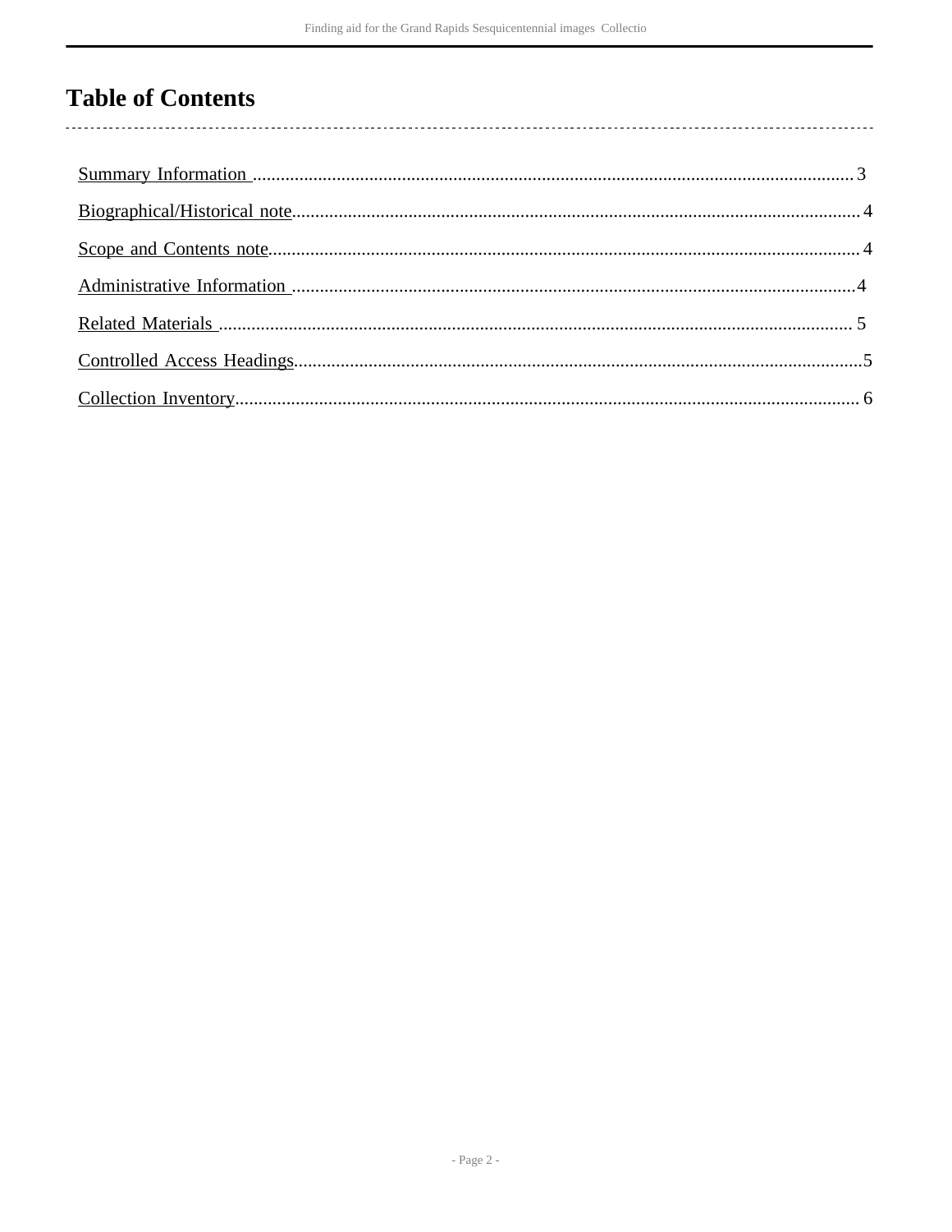# Table of Contents

- Summary Information ........ 3
- Biographical/Historical note ........ 4
- Scope and Contents note ........ 4
- Administrative Information ........ 4
- Related Materials ........ 5
- Controlled Access Headings ........ 5
- Collection Inventory ........ 6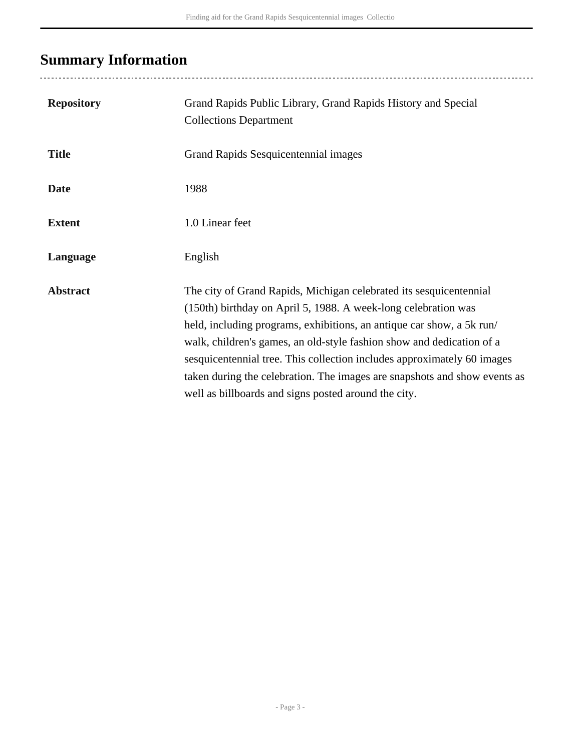## Summary Information

| | |
|---|---|
| **Repository** | Grand Rapids Public Library, Grand Rapids History and Special Collections Department |
| **Title** | Grand Rapids Sesquicentennial images |
| **Date** | 1988 |
| **Extent** | 1.0 Linear feet |
| **Language** | English |
| **Abstract** | The city of Grand Rapids, Michigan celebrated its sesquicentennial (150th) birthday on April 5, 1988. A week-long celebration was held, including programs, exhibitions, an antique car show, a 5k run/walk, children's games, an old-style fashion show and dedication of a sesquicentennial tree. This collection includes approximately 60 images taken during the celebration. The images are snapshots and show events as well as billboards and signs posted around the city. |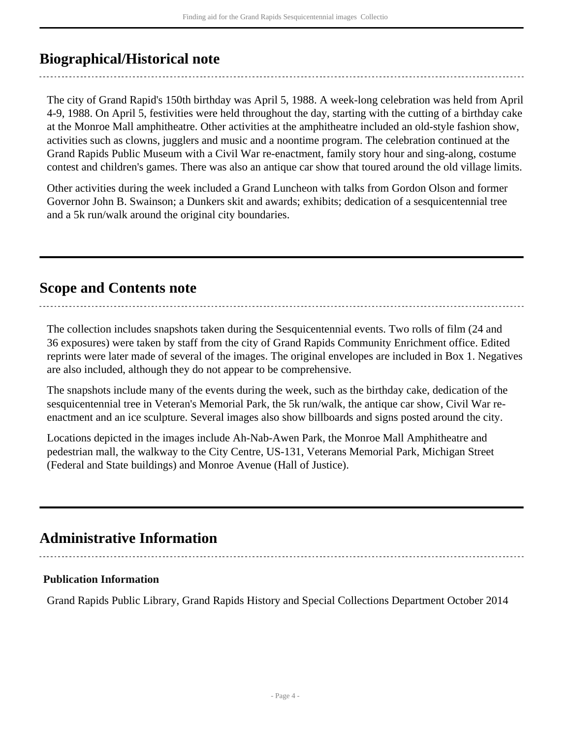## Biographical/Historical note

The city of Grand Rapid's 150th birthday was April 5, 1988. A week-long celebration was held from April 4-9, 1988. On April 5, festivities were held throughout the day, starting with the cutting of a birthday cake at the Monroe Mall amphitheatre. Other activities at the amphitheatre included an old-style fashion show, activities such as clowns, jugglers and music and a noontime program. The celebration continued at the Grand Rapids Public Museum with a Civil War re-enactment, family story hour and sing-along, costume contest and children's games. There was also an antique car show that toured around the old village limits.

Other activities during the week included a Grand Luncheon with talks from Gordon Olson and former Governor John B. Swainson; a Dunkers skit and awards; exhibits; dedication of a sesquicentennial tree and a 5k run/walk around the original city boundaries.

## Scope and Contents note

The collection includes snapshots taken during the Sesquicentennial events. Two rolls of film (24 and 36 exposures) were taken by staff from the city of Grand Rapids Community Enrichment office. Edited reprints were later made of several of the images. The original envelopes are included in Box 1. Negatives are also included, although they do not appear to be comprehensive.

The snapshots include many of the events during the week, such as the birthday cake, dedication of the sesquicentennial tree in Veteran's Memorial Park, the 5k run/walk, the antique car show, Civil War re-enactment and an ice sculpture. Several images also show billboards and signs posted around the city.

Locations depicted in the images include Ah-Nab-Awen Park, the Monroe Mall Amphitheatre and pedestrian mall, the walkway to the City Centre, US-131, Veterans Memorial Park, Michigan Street (Federal and State buildings) and Monroe Avenue (Hall of Justice).

## Administrative Information

### Publication Information

Grand Rapids Public Library, Grand Rapids History and Special Collections Department October 2014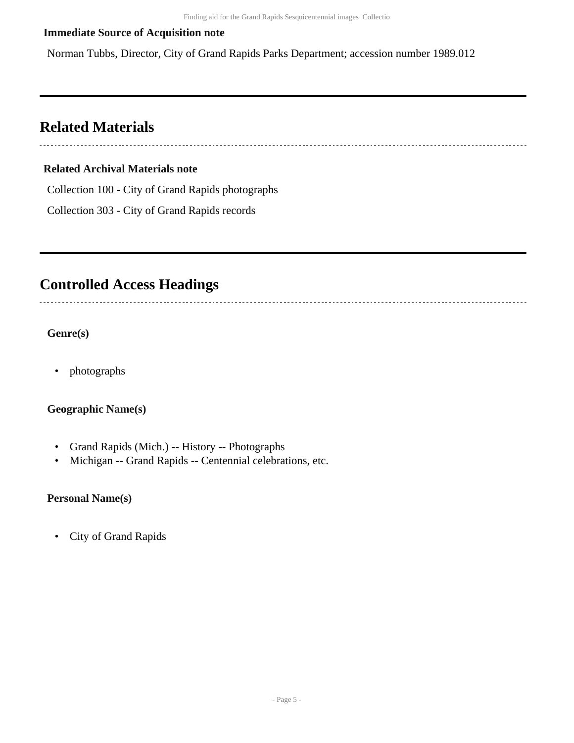**Immediate Source of Acquisition note**

Norman Tubbs, Director, City of Grand Rapids Parks Department; accession number 1989.012

## Related Materials

**Related Archival Materials note**

Collection 100 - City of Grand Rapids photographs

Collection 303 - City of Grand Rapids records

## Controlled Access Headings

**Genre(s)**

- photographs

**Geographic Name(s)**

- Grand Rapids (Mich.) -- History -- Photographs
- Michigan -- Grand Rapids -- Centennial celebrations, etc.

**Personal Name(s)**

- City of Grand Rapids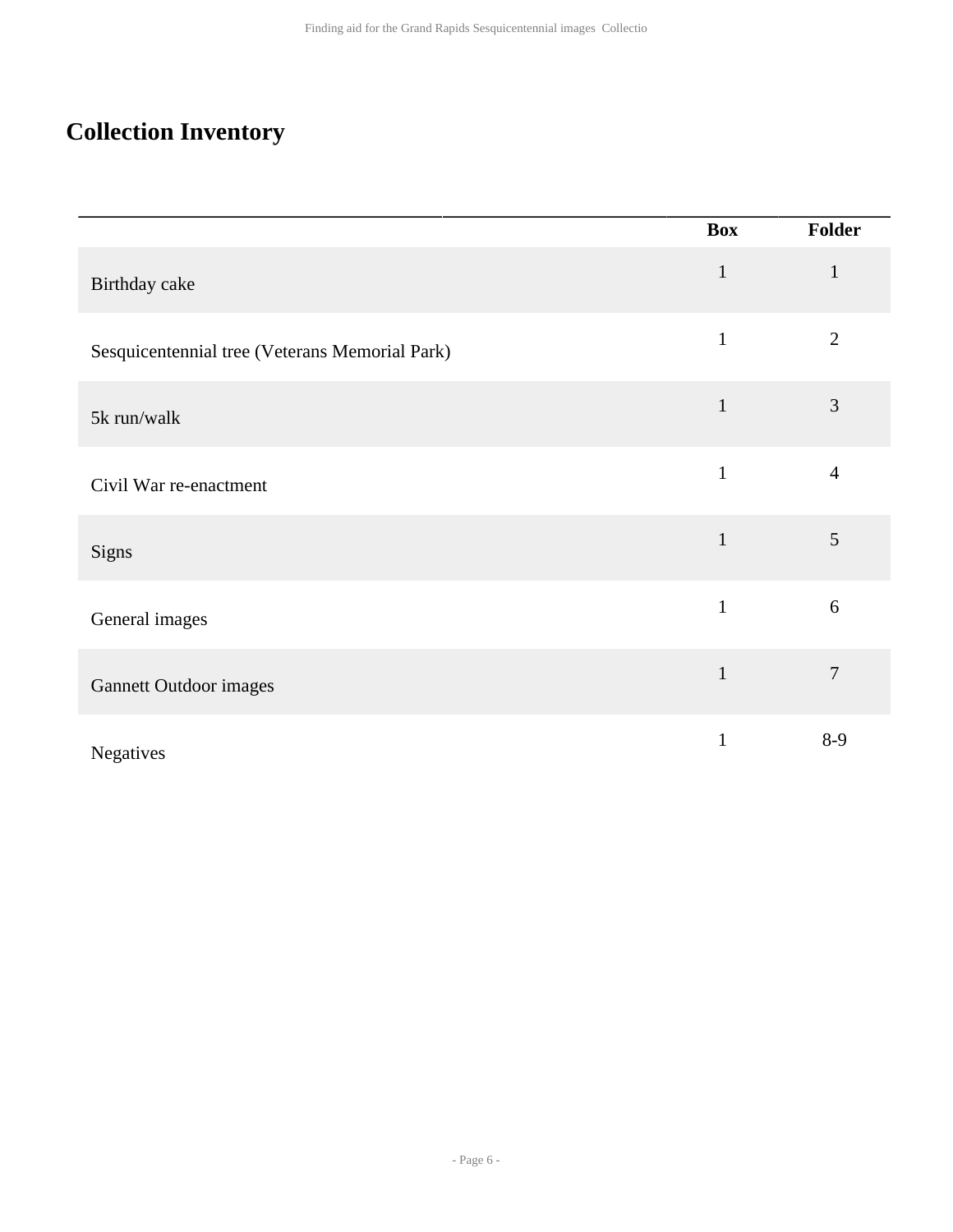## Collection Inventory

| | Box | Folder |
|---|---|---|
| Birthday cake | 1 | 1 |
| Sesquicentennial tree (Veterans Memorial Park) | 1 | 2 |
| 5k run/walk | 1 | 3 |
| Civil War re-enactment | 1 | 4 |
| Signs | 1 | 5 |
| General images | 1 | 6 |
| Gannett Outdoor images | 1 | 7 |
| Negatives | 1 | 8-9 |